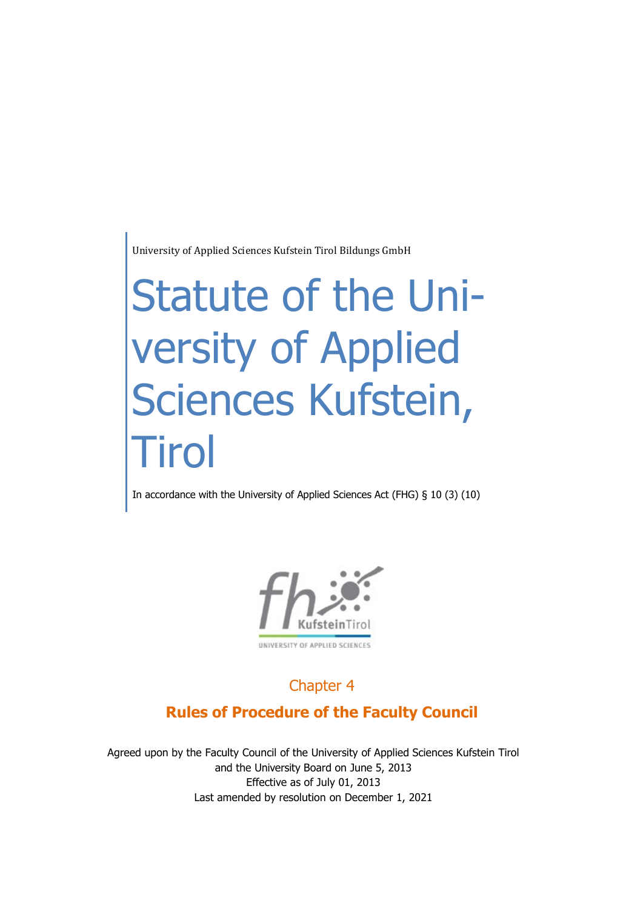University of Applied Sciences Kufstein Tirol Bildungs GmbH

# Statute of the University of Applied Sciences Kufstein, Tirol

In accordance with the University of Applied Sciences Act (FHG) § 10 (3) (10)

## Chapter 4

## **Rules of Procedure of the Faculty Council**

Agreed upon by the Faculty Council of the University of Applied Sciences Kufstein Tirol and the University Board on June 5, 2013
Effective as of July 01, 2013
Last amended by resolution on December 1, 2021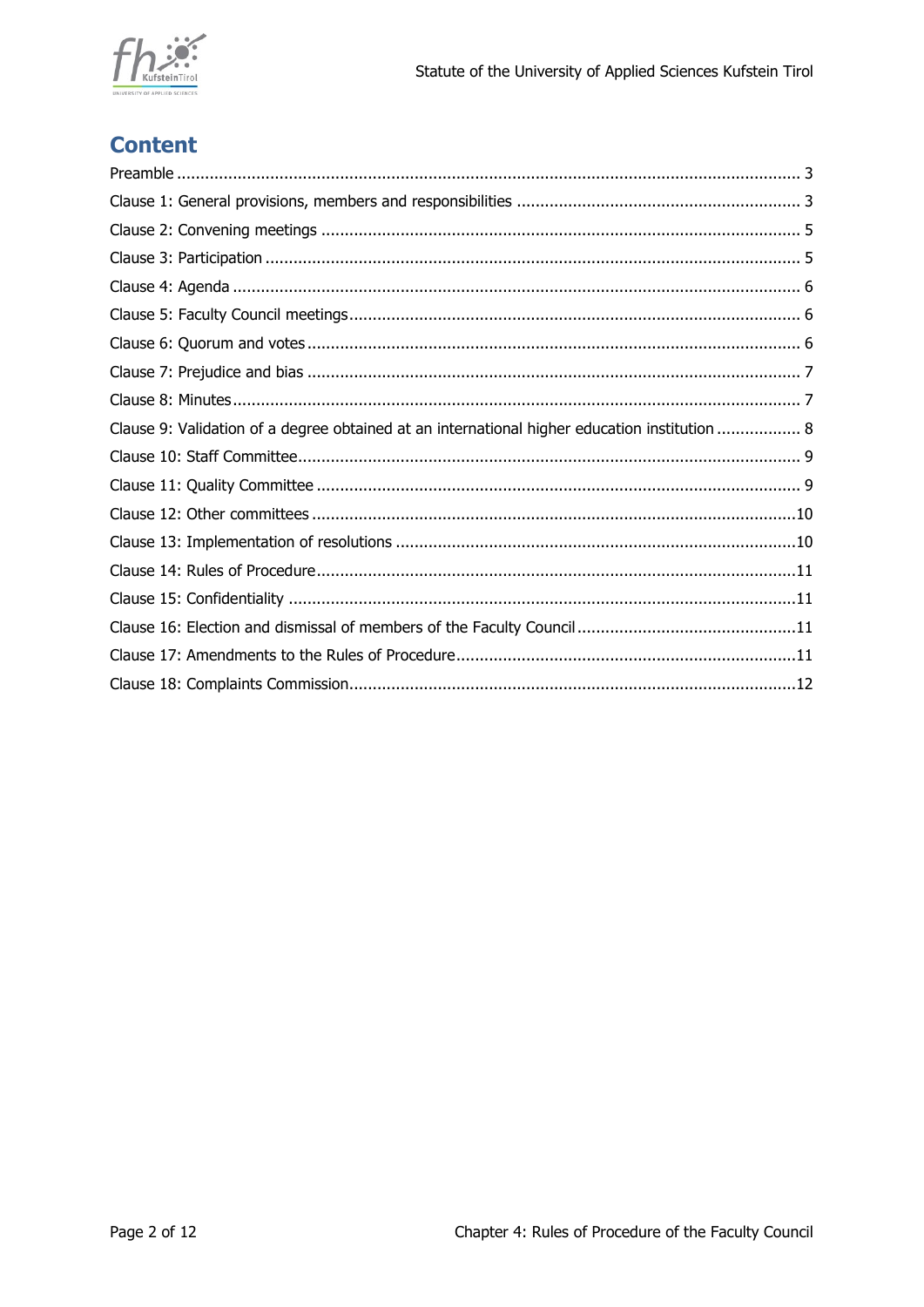# Content

Preamble ... 3
Clause 1: General provisions, members and responsibilities ... 3
Clause 2: Convening meetings ... 5
Clause 3: Participation ... 5
Clause 4: Agenda ... 6
Clause 5: Faculty Council meetings ... 6
Clause 6: Quorum and votes ... 6
Clause 7: Prejudice and bias ... 7
Clause 8: Minutes ... 7
Clause 9: Validation of a degree obtained at an international higher education institution ... 8
Clause 10: Staff Committee ... 9
Clause 11: Quality Committee ... 9
Clause 12: Other committees ... 10
Clause 13: Implementation of resolutions ... 10
Clause 14: Rules of Procedure ... 11
Clause 15: Confidentiality ... 11
Clause 16: Election and dismissal of members of the Faculty Council ... 11
Clause 17: Amendments to the Rules of Procedure ... 11
Clause 18: Complaints Commission ... 12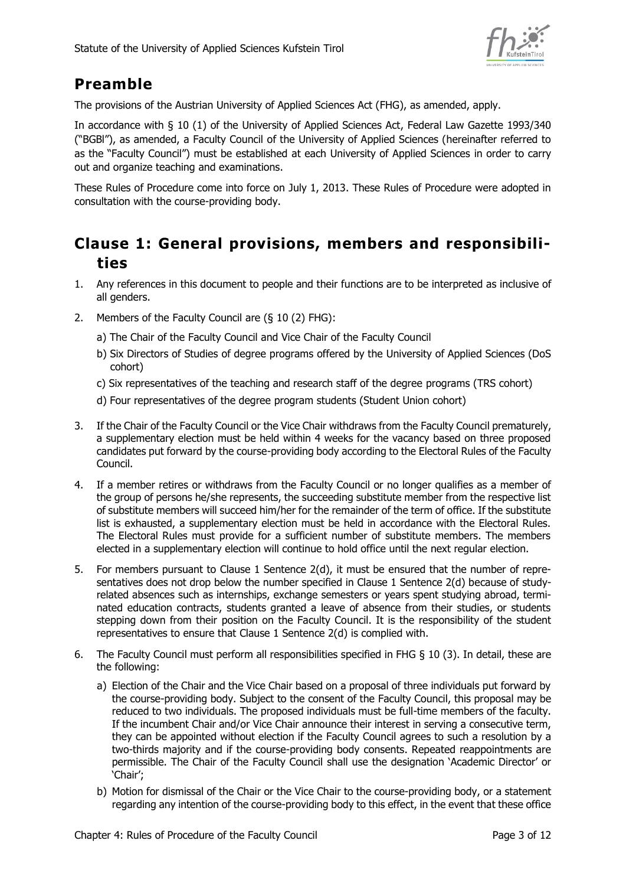## Preamble

The provisions of the Austrian University of Applied Sciences Act (FHG), as amended, apply.

In accordance with § 10 (1) of the University of Applied Sciences Act, Federal Law Gazette 1993/340 ("BGBl"), as amended, a Faculty Council of the University of Applied Sciences (hereinafter referred to as the "Faculty Council") must be established at each University of Applied Sciences in order to carry out and organize teaching and examinations.

These Rules of Procedure come into force on July 1, 2013. These Rules of Procedure were adopted in consultation with the course-providing body.

## Clause 1: General provisions, members and responsibilities

1. Any references in this document to people and their functions are to be interpreted as inclusive of all genders.
2. Members of the Faculty Council are (§ 10 (2) FHG):

   a) The Chair of the Faculty Council and Vice Chair of the Faculty Council

   b) Six Directors of Studies of degree programs offered by the University of Applied Sciences (DoS cohort)

   c) Six representatives of the teaching and research staff of the degree programs (TRS cohort)

   d) Four representatives of the degree program students (Student Union cohort)
3. If the Chair of the Faculty Council or the Vice Chair withdraws from the Faculty Council prematurely, a supplementary election must be held within 4 weeks for the vacancy based on three proposed candidates put forward by the course-providing body according to the Electoral Rules of the Faculty Council.
4. If a member retires or withdraws from the Faculty Council or no longer qualifies as a member of the group of persons he/she represents, the succeeding substitute member from the respective list of substitute members will succeed him/her for the remainder of the term of office. If the substitute list is exhausted, a supplementary election must be held in accordance with the Electoral Rules. The Electoral Rules must provide for a sufficient number of substitute members. The members elected in a supplementary election will continue to hold office until the next regular election.
5. For members pursuant to Clause 1 Sentence 2(d), it must be ensured that the number of representatives does not drop below the number specified in Clause 1 Sentence 2(d) because of study-related absences such as internships, exchange semesters or years spent studying abroad, terminated education contracts, students granted a leave of absence from their studies, or students stepping down from their position on the Faculty Council. It is the responsibility of the student representatives to ensure that Clause 1 Sentence 2(d) is complied with.
6. The Faculty Council must perform all responsibilities specified in FHG § 10 (3). In detail, these are the following:

   a) Election of the Chair and the Vice Chair based on a proposal of three individuals put forward by the course-providing body. Subject to the consent of the Faculty Council, this proposal may be reduced to two individuals. The proposed individuals must be full-time members of the faculty. If the incumbent Chair and/or Vice Chair announce their interest in serving a consecutive term, they can be appointed without election if the Faculty Council agrees to such a resolution by a two-thirds majority and if the course-providing body consents. Repeated reappointments are permissible. The Chair of the Faculty Council shall use the designation 'Academic Director' or 'Chair';

   b) Motion for dismissal of the Chair or the Vice Chair to the course-providing body, or a statement regarding any intention of the course-providing body to this effect, in the event that these office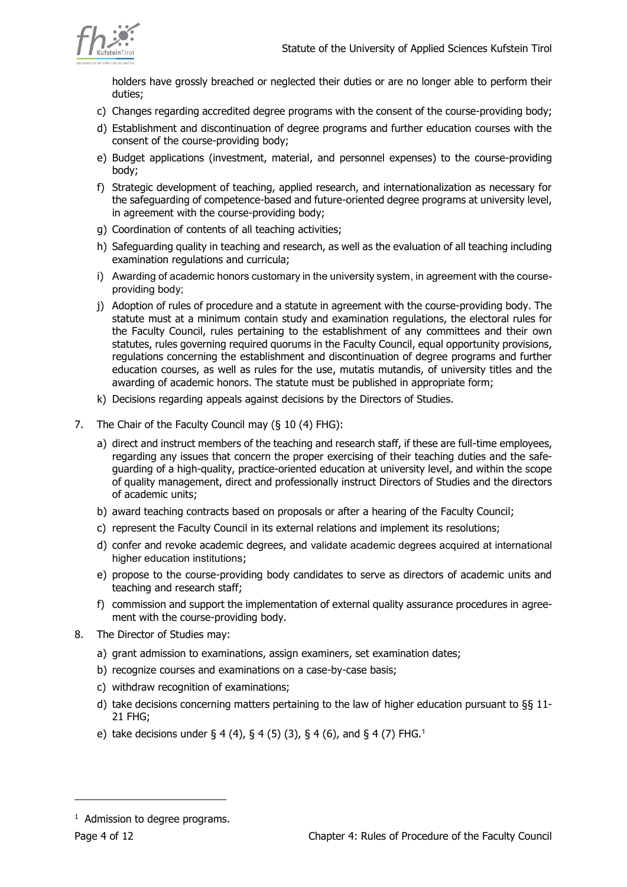holders have grossly breached or neglected their duties or are no longer able to perform their duties;

c) Changes regarding accredited degree programs with the consent of the course-providing body;

d) Establishment and discontinuation of degree programs and further education courses with the consent of the course-providing body;

e) Budget applications (investment, material, and personnel expenses) to the course-providing body;

f) Strategic development of teaching, applied research, and internationalization as necessary for the safeguarding of competence-based and future-oriented degree programs at university level, in agreement with the course-providing body;

g) Coordination of contents of all teaching activities;

h) Safeguarding quality in teaching and research, as well as the evaluation of all teaching including examination regulations and curricula;

i) Awarding of academic honors customary in the university system, in agreement with the course-providing body;

j) Adoption of rules of procedure and a statute in agreement with the course-providing body. The statute must at a minimum contain study and examination regulations, the electoral rules for the Faculty Council, rules pertaining to the establishment of any committees and their own statutes, rules governing required quorums in the Faculty Council, equal opportunity provisions, regulations concerning the establishment and discontinuation of degree programs and further education courses, as well as rules for the use, mutatis mutandis, of university titles and the awarding of academic honors. The statute must be published in appropriate form;

k) Decisions regarding appeals against decisions by the Directors of Studies.

7. The Chair of the Faculty Council may (§ 10 (4) FHG):

   a) direct and instruct members of the teaching and research staff, if these are full-time employees, regarding any issues that concern the proper exercising of their teaching duties and the safeguarding of a high-quality, practice-oriented education at university level, and within the scope of quality management, direct and professionally instruct Directors of Studies and the directors of academic units;

   b) award teaching contracts based on proposals or after a hearing of the Faculty Council;

   c) represent the Faculty Council in its external relations and implement its resolutions;

   d) confer and revoke academic degrees, and validate academic degrees acquired at international higher education institutions;

   e) propose to the course-providing body candidates to serve as directors of academic units and teaching and research staff;

   f) commission and support the implementation of external quality assurance procedures in agreement with the course-providing body.

8. The Director of Studies may:

   a) grant admission to examinations, assign examiners, set examination dates;

   b) recognize courses and examinations on a case-by-case basis;

   c) withdraw recognition of examinations;

   d) take decisions concerning matters pertaining to the law of higher education pursuant to §§ 11-21 FHG;

   e) take decisions under § 4 (4), § 4 (5) (3), § 4 (6), and § 4 (7) FHG.[1]

[1] Admission to degree programs.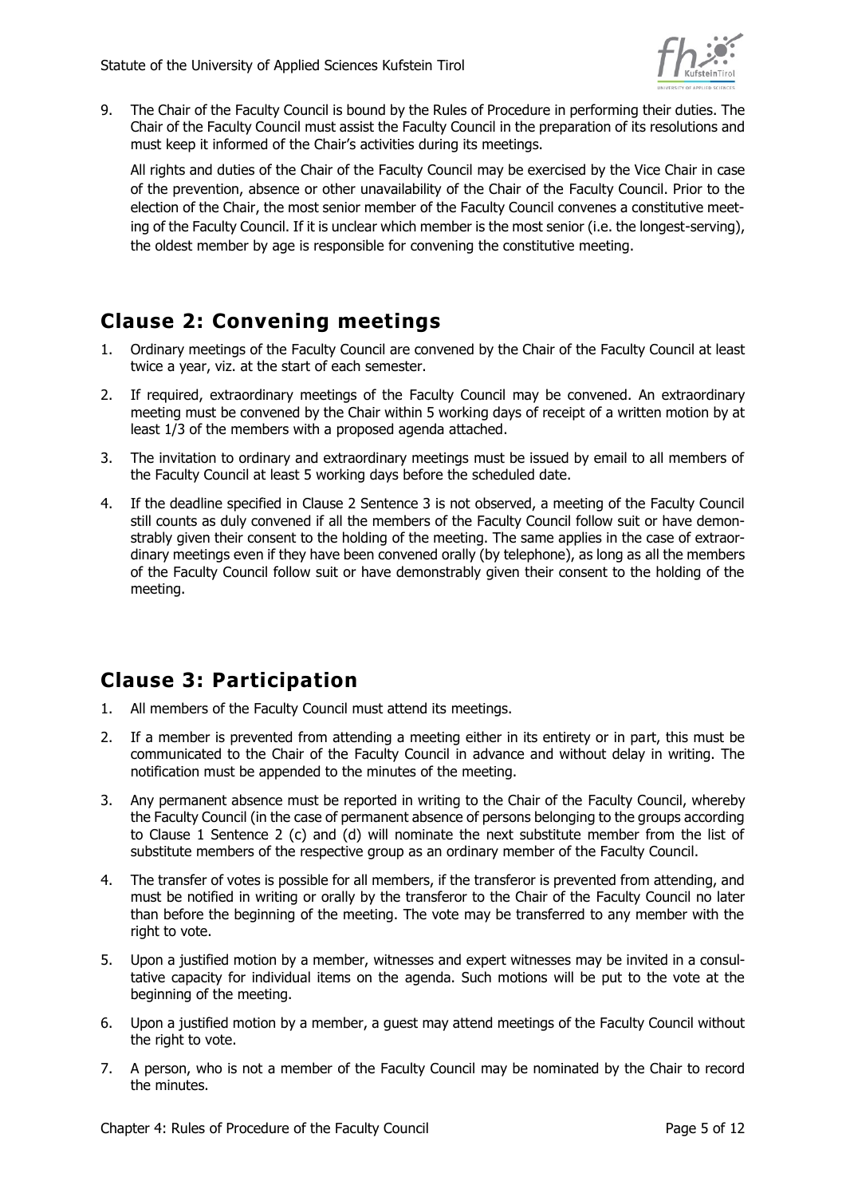9. The Chair of the Faculty Council is bound by the Rules of Procedure in performing their duties. The Chair of the Faculty Council must assist the Faculty Council in the preparation of its resolutions and must keep it informed of the Chair's activities during its meetings.

   All rights and duties of the Chair of the Faculty Council may be exercised by the Vice Chair in case of the prevention, absence or other unavailability of the Chair of the Faculty Council. Prior to the election of the Chair, the most senior member of the Faculty Council convenes a constitutive meeting of the Faculty Council. If it is unclear which member is the most senior (i.e. the longest-serving), the oldest member by age is responsible for convening the constitutive meeting.

## Clause 2: Convening meetings

1. Ordinary meetings of the Faculty Council are convened by the Chair of the Faculty Council at least twice a year, viz. at the start of each semester.
2. If required, extraordinary meetings of the Faculty Council may be convened. An extraordinary meeting must be convened by the Chair within 5 working days of receipt of a written motion by at least 1/3 of the members with a proposed agenda attached.
3. The invitation to ordinary and extraordinary meetings must be issued by email to all members of the Faculty Council at least 5 working days before the scheduled date.
4. If the deadline specified in Clause 2 Sentence 3 is not observed, a meeting of the Faculty Council still counts as duly convened if all the members of the Faculty Council follow suit or have demonstrably given their consent to the holding of the meeting. The same applies in the case of extraordinary meetings even if they have been convened orally (by telephone), as long as all the members of the Faculty Council follow suit or have demonstrably given their consent to the holding of the meeting.

## Clause 3: Participation

1. All members of the Faculty Council must attend its meetings.
2. If a member is prevented from attending a meeting either in its entirety or in part, this must be communicated to the Chair of the Faculty Council in advance and without delay in writing. The notification must be appended to the minutes of the meeting.
3. Any permanent absence must be reported in writing to the Chair of the Faculty Council, whereby the Faculty Council (in the case of permanent absence of persons belonging to the groups according to Clause 1 Sentence 2 (c) and (d) will nominate the next substitute member from the list of substitute members of the respective group as an ordinary member of the Faculty Council.
4. The transfer of votes is possible for all members, if the transferor is prevented from attending, and must be notified in writing or orally by the transferor to the Chair of the Faculty Council no later than before the beginning of the meeting. The vote may be transferred to any member with the right to vote.
5. Upon a justified motion by a member, witnesses and expert witnesses may be invited in a consultative capacity for individual items on the agenda. Such motions will be put to the vote at the beginning of the meeting.
6. Upon a justified motion by a member, a guest may attend meetings of the Faculty Council without the right to vote.
7. A person, who is not a member of the Faculty Council may be nominated by the Chair to record the minutes.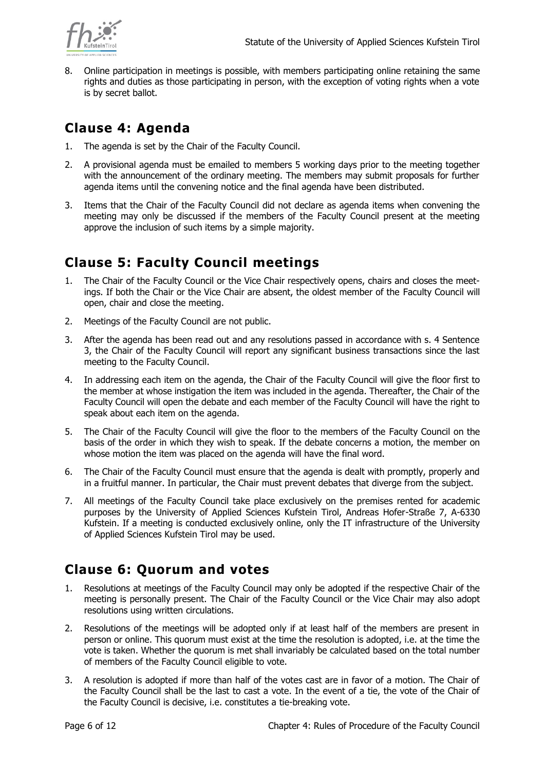8. Online participation in meetings is possible, with members participating online retaining the same rights and duties as those participating in person, with the exception of voting rights when a vote is by secret ballot.

## Clause 4: Agenda

1. The agenda is set by the Chair of the Faculty Council.
2. A provisional agenda must be emailed to members 5 working days prior to the meeting together with the announcement of the ordinary meeting. The members may submit proposals for further agenda items until the convening notice and the final agenda have been distributed.
3. Items that the Chair of the Faculty Council did not declare as agenda items when convening the meeting may only be discussed if the members of the Faculty Council present at the meeting approve the inclusion of such items by a simple majority.

## Clause 5: Faculty Council meetings

1. The Chair of the Faculty Council or the Vice Chair respectively opens, chairs and closes the meetings. If both the Chair or the Vice Chair are absent, the oldest member of the Faculty Council will open, chair and close the meeting.
2. Meetings of the Faculty Council are not public.
3. After the agenda has been read out and any resolutions passed in accordance with s. 4 Sentence 3, the Chair of the Faculty Council will report any significant business transactions since the last meeting to the Faculty Council.
4. In addressing each item on the agenda, the Chair of the Faculty Council will give the floor first to the member at whose instigation the item was included in the agenda. Thereafter, the Chair of the Faculty Council will open the debate and each member of the Faculty Council will have the right to speak about each item on the agenda.
5. The Chair of the Faculty Council will give the floor to the members of the Faculty Council on the basis of the order in which they wish to speak. If the debate concerns a motion, the member on whose motion the item was placed on the agenda will have the final word.
6. The Chair of the Faculty Council must ensure that the agenda is dealt with promptly, properly and in a fruitful manner. In particular, the Chair must prevent debates that diverge from the subject.
7. All meetings of the Faculty Council take place exclusively on the premises rented for academic purposes by the University of Applied Sciences Kufstein Tirol, Andreas Hofer-Straße 7, A-6330 Kufstein. If a meeting is conducted exclusively online, only the IT infrastructure of the University of Applied Sciences Kufstein Tirol may be used.

## Clause 6: Quorum and votes

1. Resolutions at meetings of the Faculty Council may only be adopted if the respective Chair of the meeting is personally present. The Chair of the Faculty Council or the Vice Chair may also adopt resolutions using written circulations.
2. Resolutions of the meetings will be adopted only if at least half of the members are present in person or online. This quorum must exist at the time the resolution is adopted, i.e. at the time the vote is taken. Whether the quorum is met shall invariably be calculated based on the total number of members of the Faculty Council eligible to vote.
3. A resolution is adopted if more than half of the votes cast are in favor of a motion. The Chair of the Faculty Council shall be the last to cast a vote. In the event of a tie, the vote of the Chair of the Faculty Council is decisive, i.e. constitutes a tie-breaking vote.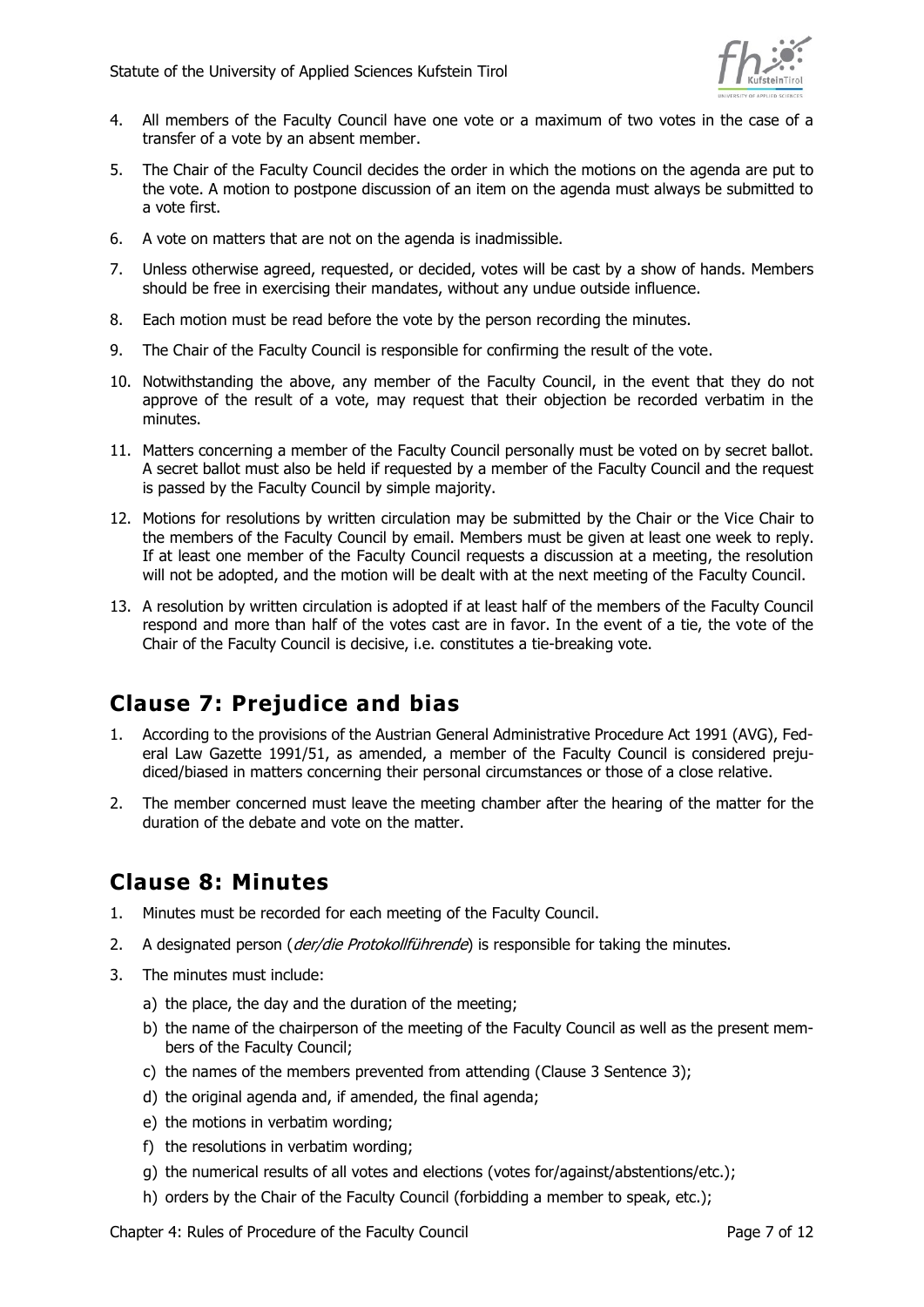4. All members of the Faculty Council have one vote or a maximum of two votes in the case of a transfer of a vote by an absent member.
5. The Chair of the Faculty Council decides the order in which the motions on the agenda are put to the vote. A motion to postpone discussion of an item on the agenda must always be submitted to a vote first.
6. A vote on matters that are not on the agenda is inadmissible.
7. Unless otherwise agreed, requested, or decided, votes will be cast by a show of hands. Members should be free in exercising their mandates, without any undue outside influence.
8. Each motion must be read before the vote by the person recording the minutes.
9. The Chair of the Faculty Council is responsible for confirming the result of the vote.
10. Notwithstanding the above, any member of the Faculty Council, in the event that they do not approve of the result of a vote, may request that their objection be recorded verbatim in the minutes.
11. Matters concerning a member of the Faculty Council personally must be voted on by secret ballot. A secret ballot must also be held if requested by a member of the Faculty Council and the request is passed by the Faculty Council by simple majority.
12. Motions for resolutions by written circulation may be submitted by the Chair or the Vice Chair to the members of the Faculty Council by email. Members must be given at least one week to reply. If at least one member of the Faculty Council requests a discussion at a meeting, the resolution will not be adopted, and the motion will be dealt with at the next meeting of the Faculty Council.
13. A resolution by written circulation is adopted if at least half of the members of the Faculty Council respond and more than half of the votes cast are in favor. In the event of a tie, the vote of the Chair of the Faculty Council is decisive, i.e. constitutes a tie-breaking vote.

## Clause 7: Prejudice and bias

1. According to the provisions of the Austrian General Administrative Procedure Act 1991 (AVG), Federal Law Gazette 1991/51, as amended, a member of the Faculty Council is considered prejudiced/biased in matters concerning their personal circumstances or those of a close relative.
2. The member concerned must leave the meeting chamber after the hearing of the matter for the duration of the debate and vote on the matter.

## Clause 8: Minutes

1. Minutes must be recorded for each meeting of the Faculty Council.
2. A designated person (*der/die Protokollführende*) is responsible for taking the minutes.
3. The minutes must include:
   a) the place, the day and the duration of the meeting;
   b) the name of the chairperson of the meeting of the Faculty Council as well as the present members of the Faculty Council;
   c) the names of the members prevented from attending (Clause 3 Sentence 3);
   d) the original agenda and, if amended, the final agenda;
   e) the motions in verbatim wording;
   f) the resolutions in verbatim wording;
   g) the numerical results of all votes and elections (votes for/against/abstentions/etc.);
   h) orders by the Chair of the Faculty Council (forbidding a member to speak, etc.);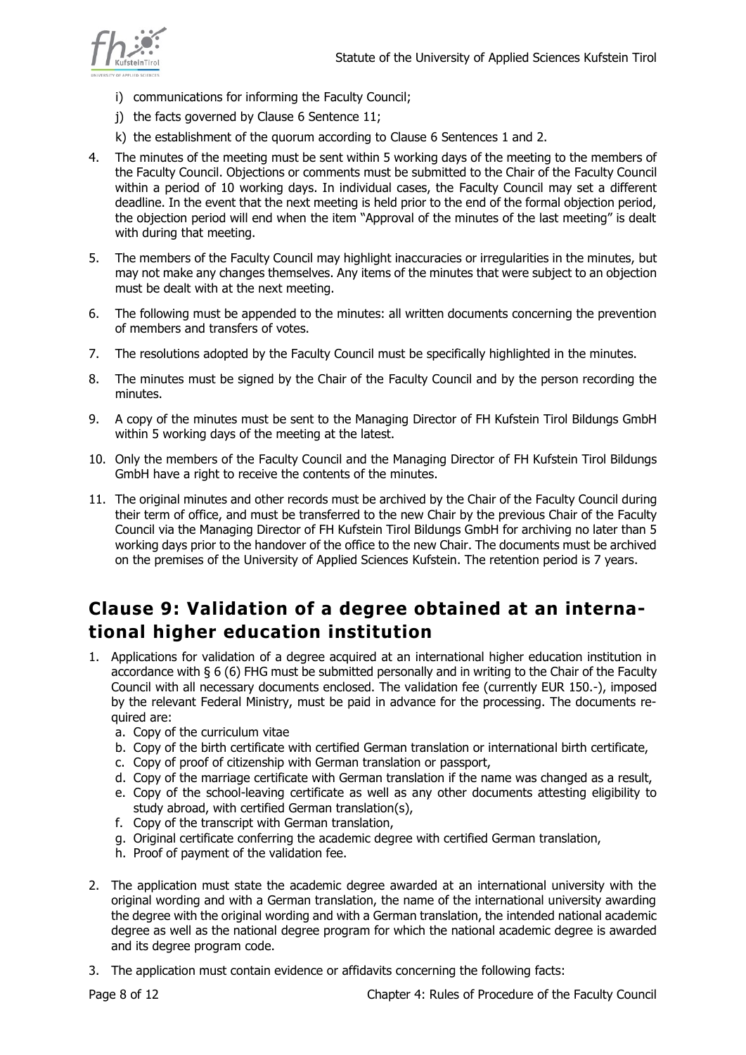i) communications for informing the Faculty Council;
j) the facts governed by Clause 6 Sentence 11;
k) the establishment of the quorum according to Clause 6 Sentences 1 and 2.

4. The minutes of the meeting must be sent within 5 working days of the meeting to the members of the Faculty Council. Objections or comments must be submitted to the Chair of the Faculty Council within a period of 10 working days. In individual cases, the Faculty Council may set a different deadline. In the event that the next meeting is held prior to the end of the formal objection period, the objection period will end when the item "Approval of the minutes of the last meeting" is dealt with during that meeting.
5. The members of the Faculty Council may highlight inaccuracies or irregularities in the minutes, but may not make any changes themselves. Any items of the minutes that were subject to an objection must be dealt with at the next meeting.
6. The following must be appended to the minutes: all written documents concerning the prevention of members and transfers of votes.
7. The resolutions adopted by the Faculty Council must be specifically highlighted in the minutes.
8. The minutes must be signed by the Chair of the Faculty Council and by the person recording the minutes.
9. A copy of the minutes must be sent to the Managing Director of FH Kufstein Tirol Bildungs GmbH within 5 working days of the meeting at the latest.
10. Only the members of the Faculty Council and the Managing Director of FH Kufstein Tirol Bildungs GmbH have a right to receive the contents of the minutes.
11. The original minutes and other records must be archived by the Chair of the Faculty Council during their term of office, and must be transferred to the new Chair by the previous Chair of the Faculty Council via the Managing Director of FH Kufstein Tirol Bildungs GmbH for archiving no later than 5 working days prior to the handover of the office to the new Chair. The documents must be archived on the premises of the University of Applied Sciences Kufstein. The retention period is 7 years.

## Clause 9: Validation of a degree obtained at an international higher education institution

1. Applications for validation of a degree acquired at an international higher education institution in accordance with § 6 (6) FHG must be submitted personally and in writing to the Chair of the Faculty Council with all necessary documents enclosed. The validation fee (currently EUR 150.-), imposed by the relevant Federal Ministry, must be paid in advance for the processing. The documents required are:
   a. Copy of the curriculum vitae
   b. Copy of the birth certificate with certified German translation or international birth certificate,
   c. Copy of proof of citizenship with German translation or passport,
   d. Copy of the marriage certificate with German translation if the name was changed as a result,
   e. Copy of the school-leaving certificate as well as any other documents attesting eligibility to study abroad, with certified German translation(s),
   f. Copy of the transcript with German translation,
   g. Original certificate conferring the academic degree with certified German translation,
   h. Proof of payment of the validation fee.
2. The application must state the academic degree awarded at an international university with the original wording and with a German translation, the name of the international university awarding the degree with the original wording and with a German translation, the intended national academic degree as well as the national degree program for which the national academic degree is awarded and its degree program code.
3. The application must contain evidence or affidavits concerning the following facts: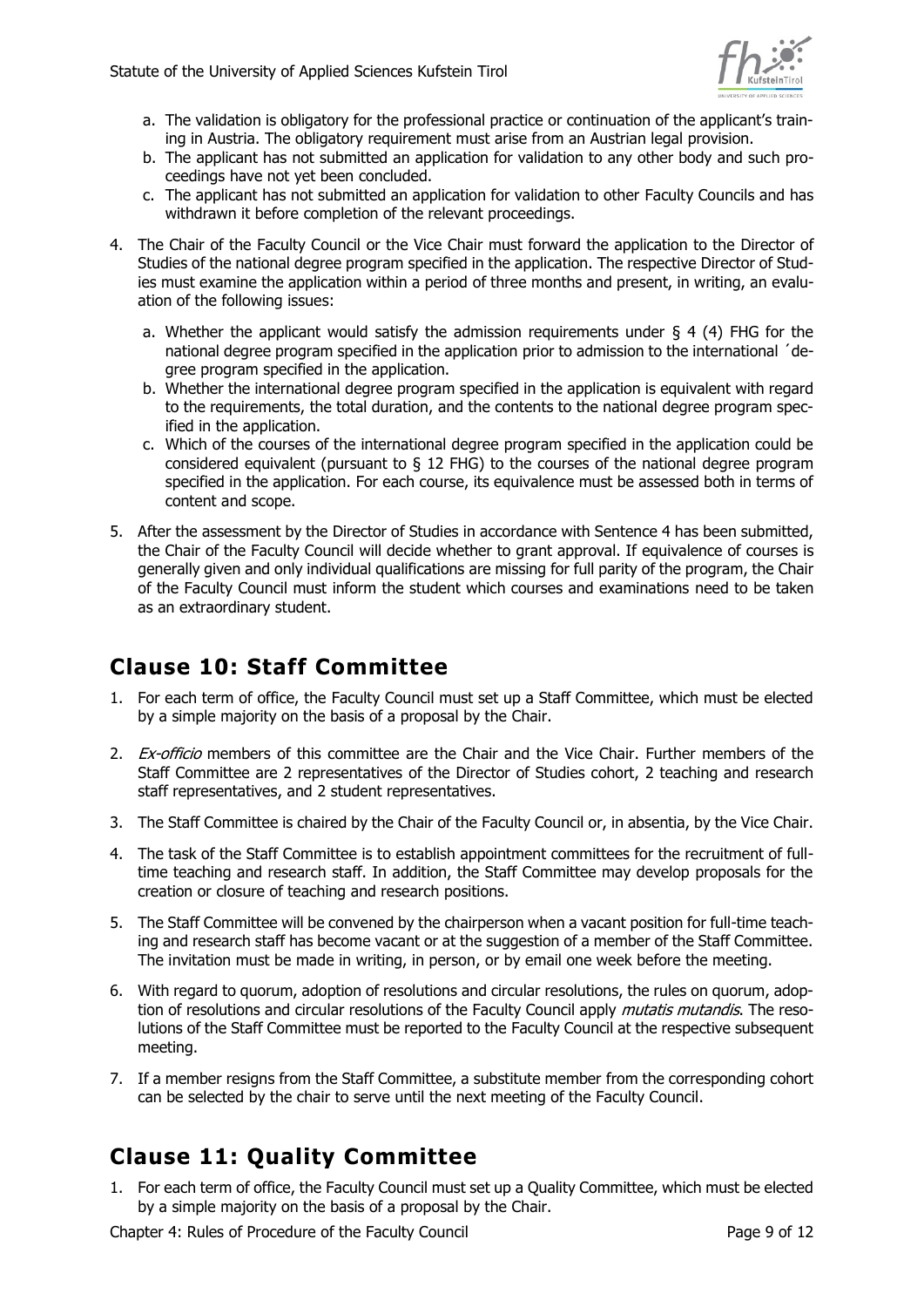a. The validation is obligatory for the professional practice or continuation of the applicant's training in Austria. The obligatory requirement must arise from an Austrian legal provision.
b. The applicant has not submitted an application for validation to any other body and such proceedings have not yet been concluded.
c. The applicant has not submitted an application for validation to other Faculty Councils and has withdrawn it before completion of the relevant proceedings.

4. The Chair of the Faculty Council or the Vice Chair must forward the application to the Director of Studies of the national degree program specified in the application. The respective Director of Studies must examine the application within a period of three months and present, in writing, an evaluation of the following issues:

   a. Whether the applicant would satisfy the admission requirements under § 4 (4) FHG for the national degree program specified in the application prior to admission to the international ´degree program specified in the application.
   b. Whether the international degree program specified in the application is equivalent with regard to the requirements, the total duration, and the contents to the national degree program specified in the application.
   c. Which of the courses of the international degree program specified in the application could be considered equivalent (pursuant to § 12 FHG) to the courses of the national degree program specified in the application. For each course, its equivalence must be assessed both in terms of content and scope.

5. After the assessment by the Director of Studies in accordance with Sentence 4 has been submitted, the Chair of the Faculty Council will decide whether to grant approval. If equivalence of courses is generally given and only individual qualifications are missing for full parity of the program, the Chair of the Faculty Council must inform the student which courses and examinations need to be taken as an extraordinary student.

## Clause 10: Staff Committee

1. For each term of office, the Faculty Council must set up a Staff Committee, which must be elected by a simple majority on the basis of a proposal by the Chair.
2. *Ex-officio* members of this committee are the Chair and the Vice Chair. Further members of the Staff Committee are 2 representatives of the Director of Studies cohort, 2 teaching and research staff representatives, and 2 student representatives.
3. The Staff Committee is chaired by the Chair of the Faculty Council or, in absentia, by the Vice Chair.
4. The task of the Staff Committee is to establish appointment committees for the recruitment of full-time teaching and research staff. In addition, the Staff Committee may develop proposals for the creation or closure of teaching and research positions.
5. The Staff Committee will be convened by the chairperson when a vacant position for full-time teaching and research staff has become vacant or at the suggestion of a member of the Staff Committee. The invitation must be made in writing, in person, or by email one week before the meeting.
6. With regard to quorum, adoption of resolutions and circular resolutions, the rules on quorum, adoption of resolutions and circular resolutions of the Faculty Council apply *mutatis mutandis*. The resolutions of the Staff Committee must be reported to the Faculty Council at the respective subsequent meeting.
7. If a member resigns from the Staff Committee, a substitute member from the corresponding cohort can be selected by the chair to serve until the next meeting of the Faculty Council.

## Clause 11: Quality Committee

1. For each term of office, the Faculty Council must set up a Quality Committee, which must be elected by a simple majority on the basis of a proposal by the Chair.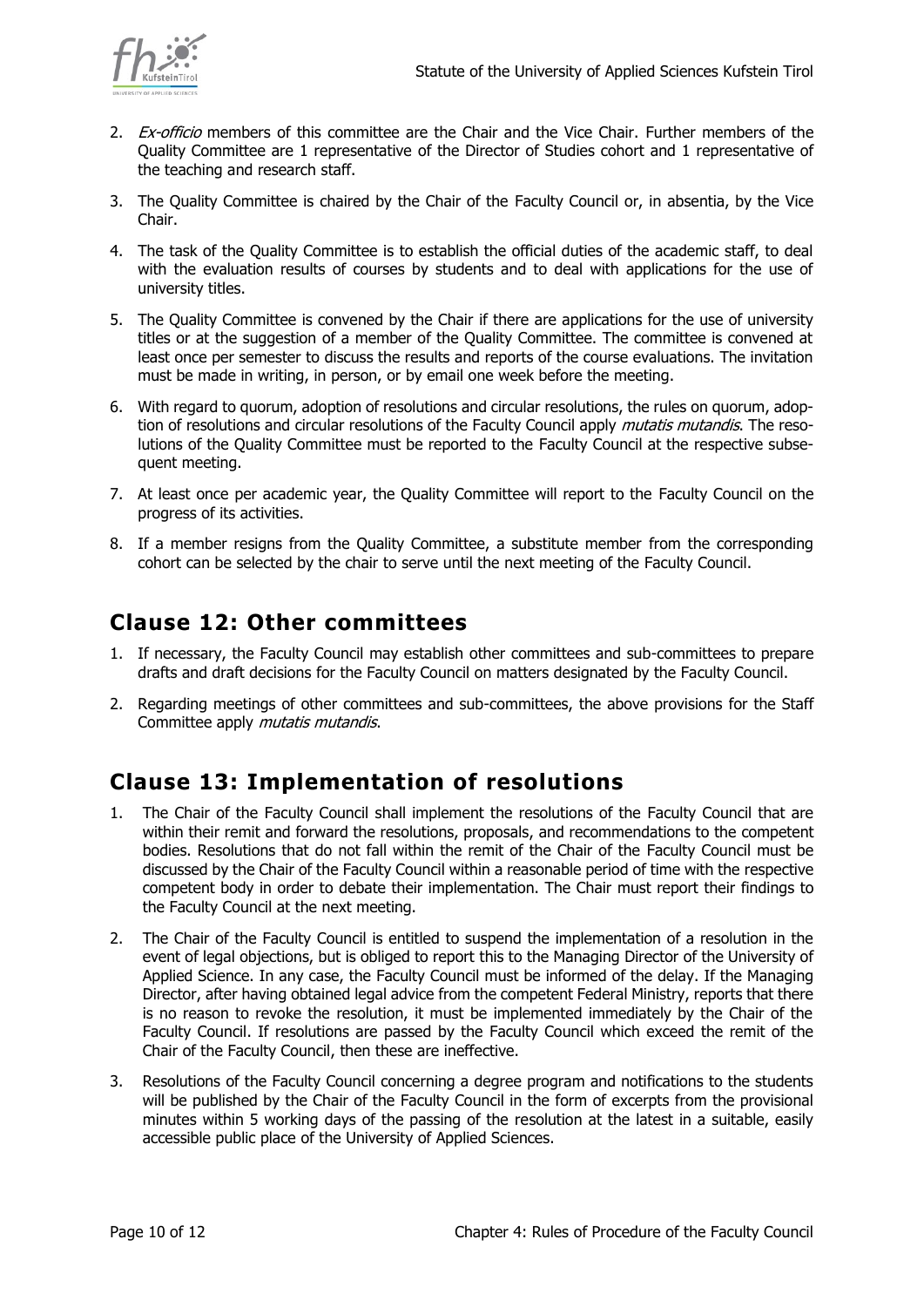2. *Ex-officio* members of this committee are the Chair and the Vice Chair. Further members of the Quality Committee are 1 representative of the Director of Studies cohort and 1 representative of the teaching and research staff.
3. The Quality Committee is chaired by the Chair of the Faculty Council or, in absentia, by the Vice Chair.
4. The task of the Quality Committee is to establish the official duties of the academic staff, to deal with the evaluation results of courses by students and to deal with applications for the use of university titles.
5. The Quality Committee is convened by the Chair if there are applications for the use of university titles or at the suggestion of a member of the Quality Committee. The committee is convened at least once per semester to discuss the results and reports of the course evaluations. The invitation must be made in writing, in person, or by email one week before the meeting.
6. With regard to quorum, adoption of resolutions and circular resolutions, the rules on quorum, adoption of resolutions and circular resolutions of the Faculty Council apply *mutatis mutandis*. The resolutions of the Quality Committee must be reported to the Faculty Council at the respective subsequent meeting.
7. At least once per academic year, the Quality Committee will report to the Faculty Council on the progress of its activities.
8. If a member resigns from the Quality Committee, a substitute member from the corresponding cohort can be selected by the chair to serve until the next meeting of the Faculty Council.

## Clause 12: Other committees

1. If necessary, the Faculty Council may establish other committees and sub-committees to prepare drafts and draft decisions for the Faculty Council on matters designated by the Faculty Council.
2. Regarding meetings of other committees and sub-committees, the above provisions for the Staff Committee apply *mutatis mutandis*.

## Clause 13: Implementation of resolutions

1. The Chair of the Faculty Council shall implement the resolutions of the Faculty Council that are within their remit and forward the resolutions, proposals, and recommendations to the competent bodies. Resolutions that do not fall within the remit of the Chair of the Faculty Council must be discussed by the Chair of the Faculty Council within a reasonable period of time with the respective competent body in order to debate their implementation. The Chair must report their findings to the Faculty Council at the next meeting.
2. The Chair of the Faculty Council is entitled to suspend the implementation of a resolution in the event of legal objections, but is obliged to report this to the Managing Director of the University of Applied Science. In any case, the Faculty Council must be informed of the delay. If the Managing Director, after having obtained legal advice from the competent Federal Ministry, reports that there is no reason to revoke the resolution, it must be implemented immediately by the Chair of the Faculty Council. If resolutions are passed by the Faculty Council which exceed the remit of the Chair of the Faculty Council, then these are ineffective.
3. Resolutions of the Faculty Council concerning a degree program and notifications to the students will be published by the Chair of the Faculty Council in the form of excerpts from the provisional minutes within 5 working days of the passing of the resolution at the latest in a suitable, easily accessible public place of the University of Applied Sciences.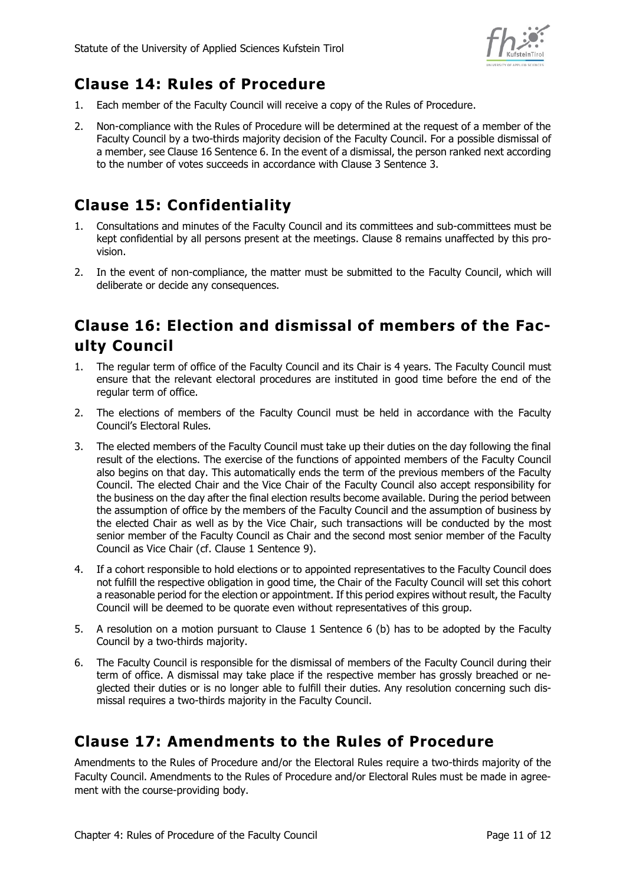## Clause 14: Rules of Procedure

1. Each member of the Faculty Council will receive a copy of the Rules of Procedure.
2. Non-compliance with the Rules of Procedure will be determined at the request of a member of the Faculty Council by a two-thirds majority decision of the Faculty Council. For a possible dismissal of a member, see Clause 16 Sentence 6. In the event of a dismissal, the person ranked next according to the number of votes succeeds in accordance with Clause 3 Sentence 3.

## Clause 15: Confidentiality

1. Consultations and minutes of the Faculty Council and its committees and sub-committees must be kept confidential by all persons present at the meetings. Clause 8 remains unaffected by this provision.
2. In the event of non-compliance, the matter must be submitted to the Faculty Council, which will deliberate or decide any consequences.

## Clause 16: Election and dismissal of members of the Faculty Council

1. The regular term of office of the Faculty Council and its Chair is 4 years. The Faculty Council must ensure that the relevant electoral procedures are instituted in good time before the end of the regular term of office.
2. The elections of members of the Faculty Council must be held in accordance with the Faculty Council's Electoral Rules.
3. The elected members of the Faculty Council must take up their duties on the day following the final result of the elections. The exercise of the functions of appointed members of the Faculty Council also begins on that day. This automatically ends the term of the previous members of the Faculty Council. The elected Chair and the Vice Chair of the Faculty Council also accept responsibility for the business on the day after the final election results become available. During the period between the assumption of office by the members of the Faculty Council and the assumption of business by the elected Chair as well as by the Vice Chair, such transactions will be conducted by the most senior member of the Faculty Council as Chair and the second most senior member of the Faculty Council as Vice Chair (cf. Clause 1 Sentence 9).
4. If a cohort responsible to hold elections or to appointed representatives to the Faculty Council does not fulfill the respective obligation in good time, the Chair of the Faculty Council will set this cohort a reasonable period for the election or appointment. If this period expires without result, the Faculty Council will be deemed to be quorate even without representatives of this group.
5. A resolution on a motion pursuant to Clause 1 Sentence 6 (b) has to be adopted by the Faculty Council by a two-thirds majority.
6. The Faculty Council is responsible for the dismissal of members of the Faculty Council during their term of office. A dismissal may take place if the respective member has grossly breached or neglected their duties or is no longer able to fulfill their duties. Any resolution concerning such dismissal requires a two-thirds majority in the Faculty Council.

## Clause 17: Amendments to the Rules of Procedure

Amendments to the Rules of Procedure and/or the Electoral Rules require a two-thirds majority of the Faculty Council. Amendments to the Rules of Procedure and/or Electoral Rules must be made in agreement with the course-providing body.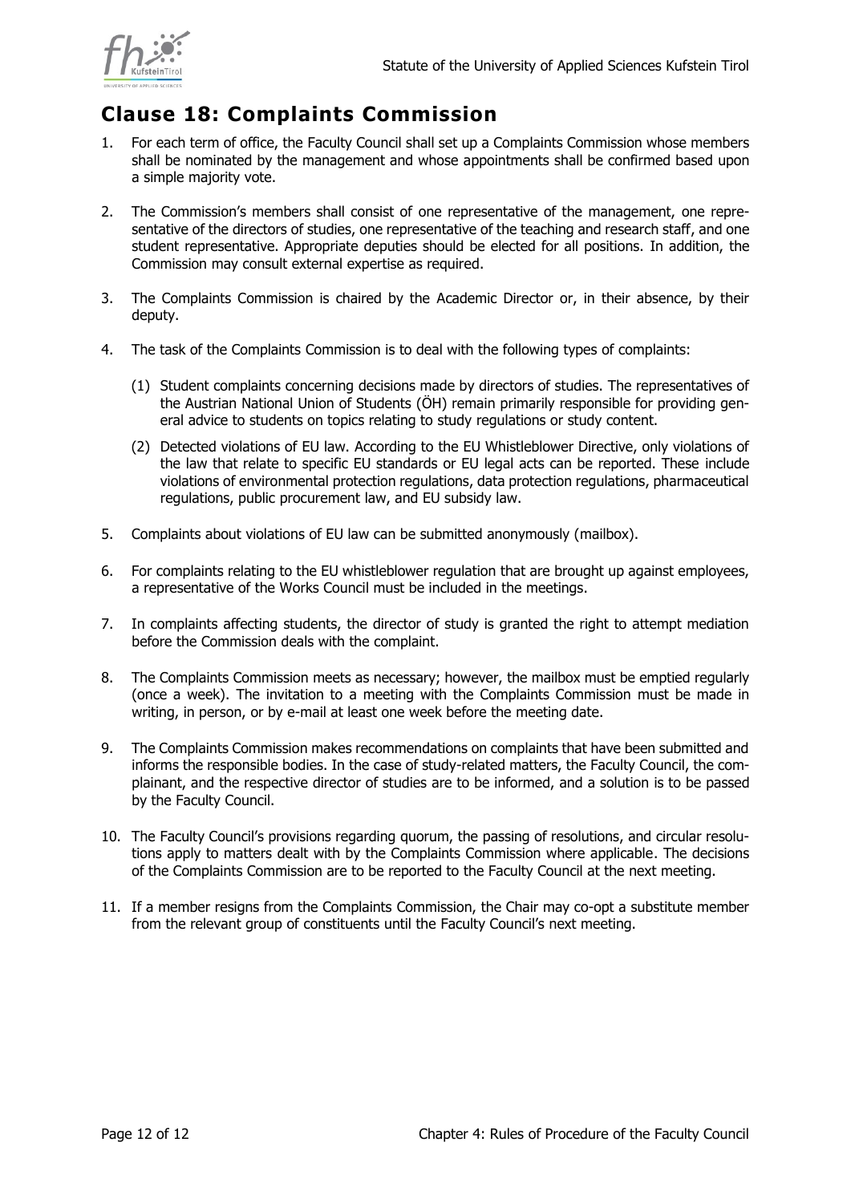# Clause 18: Complaints Commission

1. For each term of office, the Faculty Council shall set up a Complaints Commission whose members shall be nominated by the management and whose appointments shall be confirmed based upon a simple majority vote.

2. The Commission's members shall consist of one representative of the management, one representative of the directors of studies, one representative of the teaching and research staff, and one student representative. Appropriate deputies should be elected for all positions. In addition, the Commission may consult external expertise as required.

3. The Complaints Commission is chaired by the Academic Director or, in their absence, by their deputy.

4. The task of the Complaints Commission is to deal with the following types of complaints:

   (1) Student complaints concerning decisions made by directors of studies. The representatives of the Austrian National Union of Students (ÖH) remain primarily responsible for providing general advice to students on topics relating to study regulations or study content.

   (2) Detected violations of EU law. According to the EU Whistleblower Directive, only violations of the law that relate to specific EU standards or EU legal acts can be reported. These include violations of environmental protection regulations, data protection regulations, pharmaceutical regulations, public procurement law, and EU subsidy law.

5. Complaints about violations of EU law can be submitted anonymously (mailbox).

6. For complaints relating to the EU whistleblower regulation that are brought up against employees, a representative of the Works Council must be included in the meetings.

7. In complaints affecting students, the director of study is granted the right to attempt mediation before the Commission deals with the complaint.

8. The Complaints Commission meets as necessary; however, the mailbox must be emptied regularly (once a week). The invitation to a meeting with the Complaints Commission must be made in writing, in person, or by e-mail at least one week before the meeting date.

9. The Complaints Commission makes recommendations on complaints that have been submitted and informs the responsible bodies. In the case of study-related matters, the Faculty Council, the complainant, and the respective director of studies are to be informed, and a solution is to be passed by the Faculty Council.

10. The Faculty Council's provisions regarding quorum, the passing of resolutions, and circular resolutions apply to matters dealt with by the Complaints Commission where applicable. The decisions of the Complaints Commission are to be reported to the Faculty Council at the next meeting.

11. If a member resigns from the Complaints Commission, the Chair may co-opt a substitute member from the relevant group of constituents until the Faculty Council's next meeting.